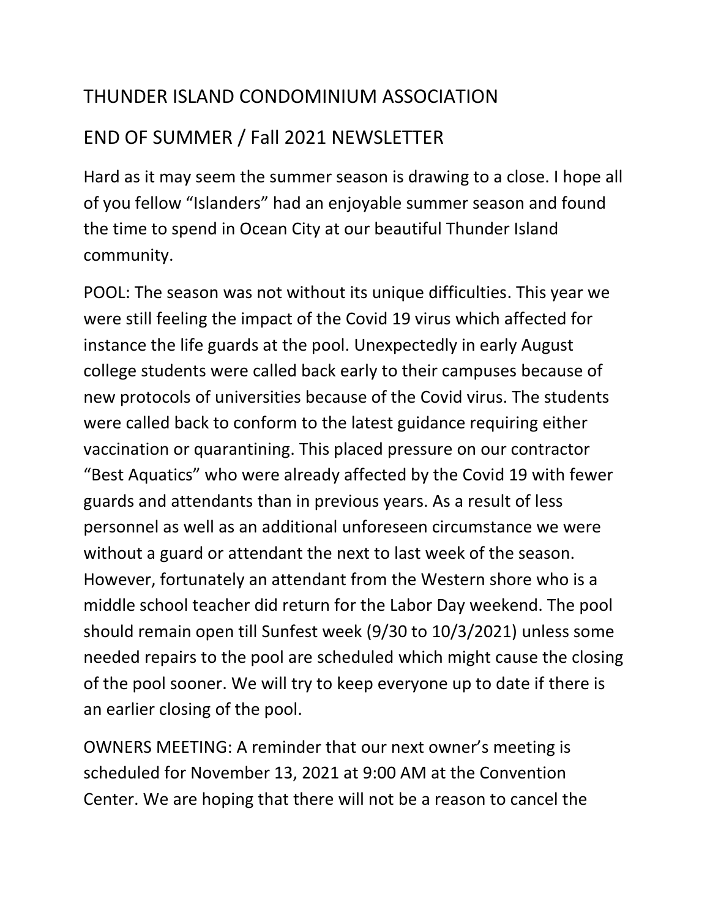# THUNDER ISLAND CONDOMINIUM ASSOCIATION

## END OF SUMMER / Fall 2021 NEWSLETTER

Hard as it may seem the summer season is drawing to a close. I hope all of you fellow "Islanders" had an enjoyable summer season and found the time to spend in Ocean City at our beautiful Thunder Island community.

POOL: The season was not without its unique difficulties. This year we were still feeling the impact of the Covid 19 virus which affected for instance the life guards at the pool. Unexpectedly in early August college students were called back early to their campuses because of new protocols of universities because of the Covid virus. The students were called back to conform to the latest guidance requiring either vaccination or quarantining. This placed pressure on our contractor "Best Aquatics" who were already affected by the Covid 19 with fewer guards and attendants than in previous years. As a result of less personnel as well as an additional unforeseen circumstance we were without a guard or attendant the next to last week of the season. However, fortunately an attendant from the Western shore who is a middle school teacher did return for the Labor Day weekend. The pool should remain open till Sunfest week (9/30 to 10/3/2021) unless some needed repairs to the pool are scheduled which might cause the closing of the pool sooner. We will try to keep everyone up to date if there is an earlier closing of the pool.

OWNERS MEETING: A reminder that our next owner's meeting is scheduled for November 13, 2021 at 9:00 AM at the Convention Center. We are hoping that there will not be a reason to cancel the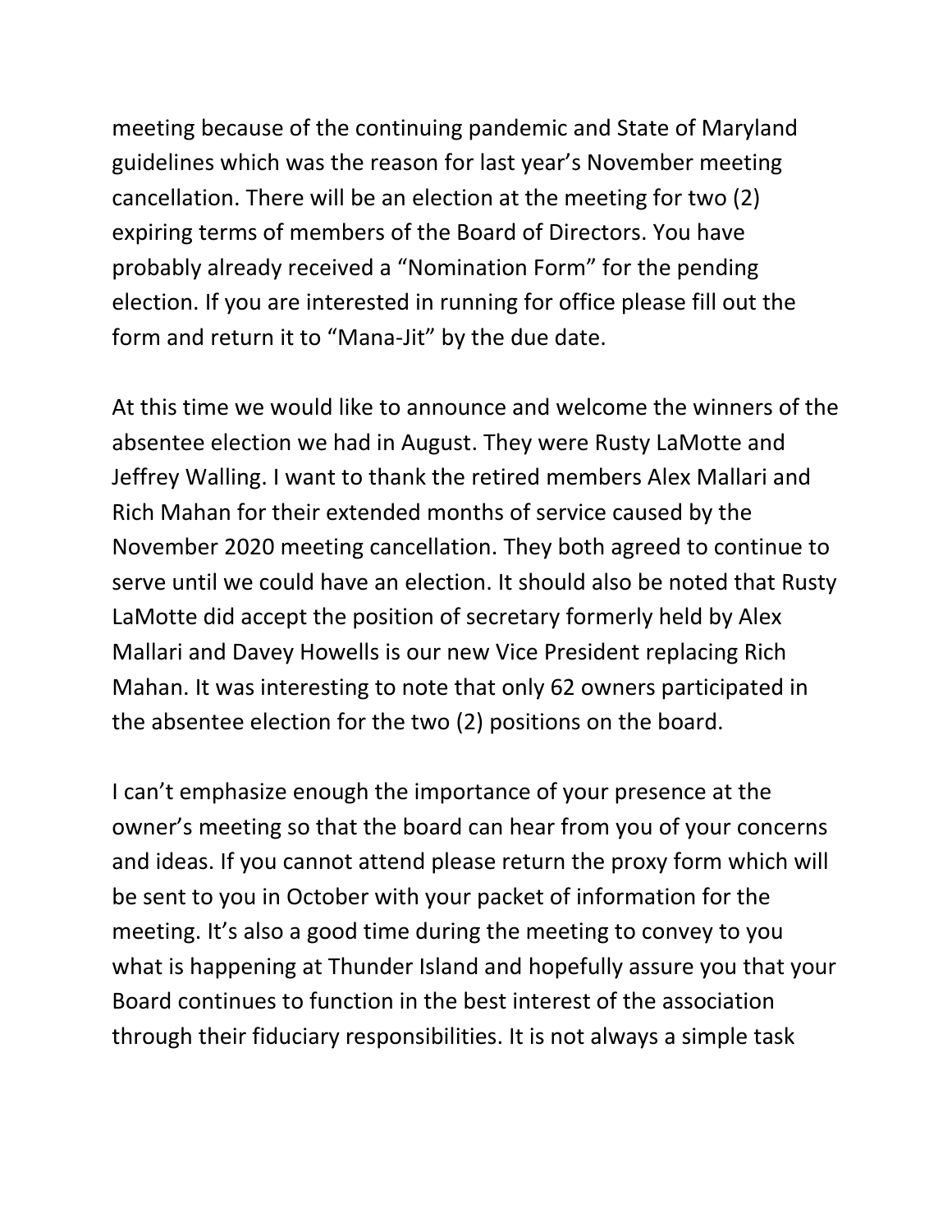meeting because of the continuing pandemic and State of Maryland guidelines which was the reason for last year's November meeting cancellation. There will be an election at the meeting for two (2) expiring terms of members of the Board of Directors. You have probably already received a "Nomination Form" for the pending election. If you are interested in running for office please fill out the form and return it to "Mana-Jit" by the due date.

At this time we would like to announce and welcome the winners of the absentee election we had in August. They were Rusty LaMotte and Jeffrey Walling. I want to thank the retired members Alex Mallari and Rich Mahan for their extended months of service caused by the November 2020 meeting cancellation. They both agreed to continue to serve until we could have an election. It should also be noted that Rusty LaMotte did accept the position of secretary formerly held by Alex Mallari and Davey Howells is our new Vice President replacing Rich Mahan. It was interesting to note that only 62 owners participated in the absentee election for the two (2) positions on the board.

I can't emphasize enough the importance of your presence at the owner's meeting so that the board can hear from you of your concerns and ideas. If you cannot attend please return the proxy form which will be sent to you in October with your packet of information for the meeting. It's also a good time during the meeting to convey to you what is happening at Thunder Island and hopefully assure you that your Board continues to function in the best interest of the association through their fiduciary responsibilities. It is not always a simple task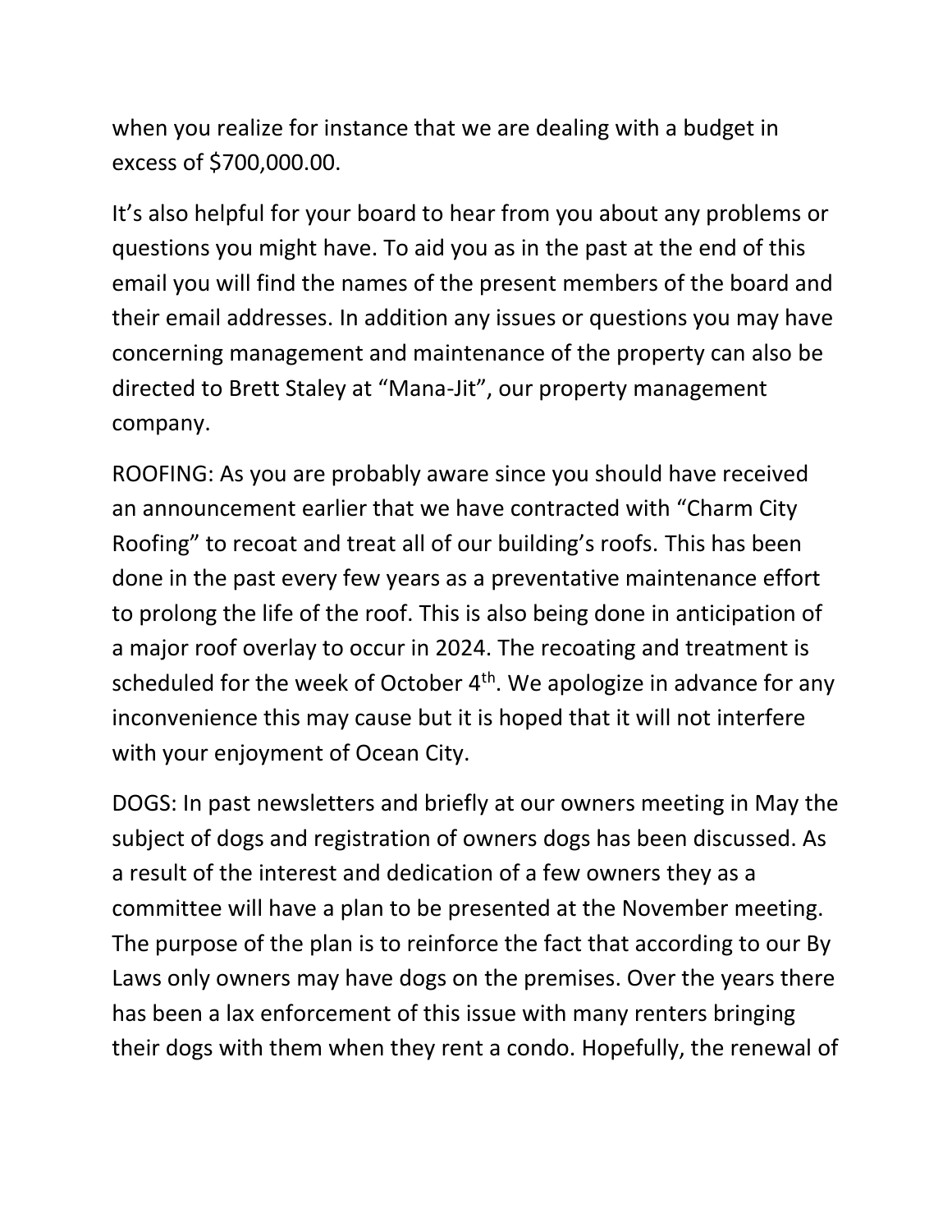when you realize for instance that we are dealing with a budget in excess of $700,000.00.

It's also helpful for your board to hear from you about any problems or questions you might have. To aid you as in the past at the end of this email you will find the names of the present members of the board and their email addresses. In addition any issues or questions you may have concerning management and maintenance of the property can also be directed to Brett Staley at "Mana-Jit", our property management company.

ROOFING: As you are probably aware since you should have received an announcement earlier that we have contracted with "Charm City Roofing" to recoat and treat all of our building's roofs. This has been done in the past every few years as a preventative maintenance effort to prolong the life of the roof. This is also being done in anticipation of a major roof overlay to occur in 2024. The recoating and treatment is scheduled for the week of October 4th. We apologize in advance for any inconvenience this may cause but it is hoped that it will not interfere with your enjoyment of Ocean City.

DOGS: In past newsletters and briefly at our owners meeting in May the subject of dogs and registration of owners dogs has been discussed. As a result of the interest and dedication of a few owners they as a committee will have a plan to be presented at the November meeting. The purpose of the plan is to reinforce the fact that according to our By Laws only owners may have dogs on the premises. Over the years there has been a lax enforcement of this issue with many renters bringing their dogs with them when they rent a condo. Hopefully, the renewal of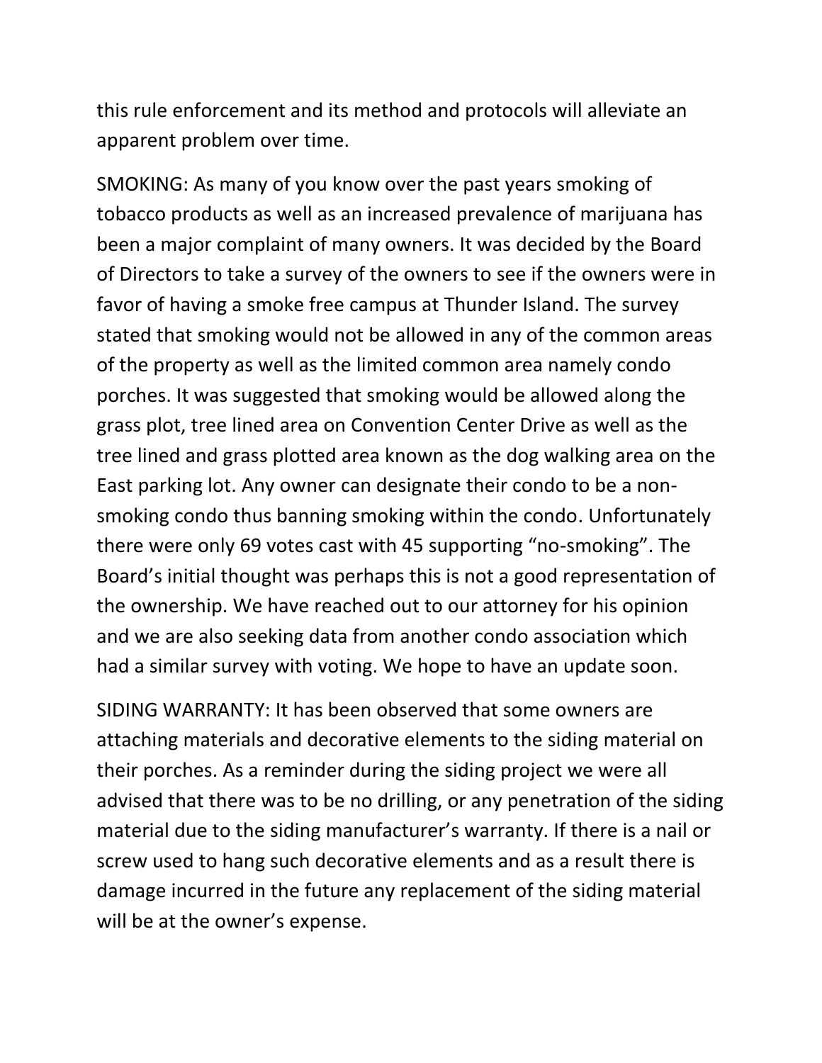this rule enforcement and its method and protocols will alleviate an apparent problem over time.

SMOKING: As many of you know over the past years smoking of tobacco products as well as an increased prevalence of marijuana has been a major complaint of many owners. It was decided by the Board of Directors to take a survey of the owners to see if the owners were in favor of having a smoke free campus at Thunder Island. The survey stated that smoking would not be allowed in any of the common areas of the property as well as the limited common area namely condo porches. It was suggested that smoking would be allowed along the grass plot, tree lined area on Convention Center Drive as well as the tree lined and grass plotted area known as the dog walking area on the East parking lot. Any owner can designate their condo to be a non-smoking condo thus banning smoking within the condo. Unfortunately there were only 69 votes cast with 45 supporting "no-smoking". The Board's initial thought was perhaps this is not a good representation of the ownership. We have reached out to our attorney for his opinion and we are also seeking data from another condo association which had a similar survey with voting. We hope to have an update soon.

SIDING WARRANTY: It has been observed that some owners are attaching materials and decorative elements to the siding material on their porches. As a reminder during the siding project we were all advised that there was to be no drilling, or any penetration of the siding material due to the siding manufacturer's warranty. If there is a nail or screw used to hang such decorative elements and as a result there is damage incurred in the future any replacement of the siding material will be at the owner's expense.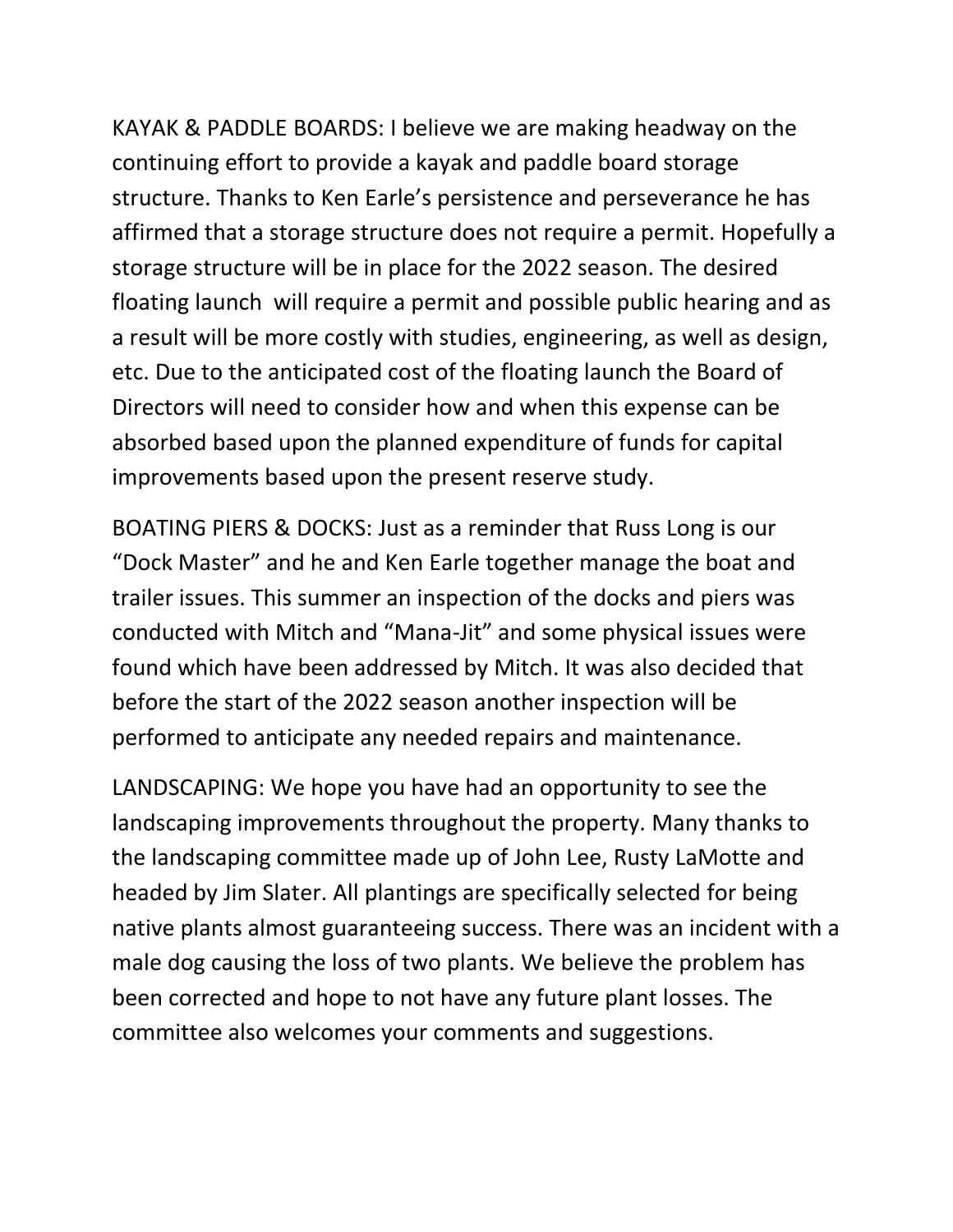KAYAK & PADDLE BOARDS: I believe we are making headway on the continuing effort to provide a kayak and paddle board storage structure. Thanks to Ken Earle's persistence and perseverance he has affirmed that a storage structure does not require a permit. Hopefully a storage structure will be in place for the 2022 season. The desired floating launch will require a permit and possible public hearing and as a result will be more costly with studies, engineering, as well as design, etc. Due to the anticipated cost of the floating launch the Board of Directors will need to consider how and when this expense can be absorbed based upon the planned expenditure of funds for capital improvements based upon the present reserve study.

BOATING PIERS & DOCKS: Just as a reminder that Russ Long is our "Dock Master" and he and Ken Earle together manage the boat and trailer issues. This summer an inspection of the docks and piers was conducted with Mitch and "Mana-Jit" and some physical issues were found which have been addressed by Mitch. It was also decided that before the start of the 2022 season another inspection will be performed to anticipate any needed repairs and maintenance.

LANDSCAPING: We hope you have had an opportunity to see the landscaping improvements throughout the property. Many thanks to the landscaping committee made up of John Lee, Rusty LaMotte and headed by Jim Slater. All plantings are specifically selected for being native plants almost guaranteeing success. There was an incident with a male dog causing the loss of two plants. We believe the problem has been corrected and hope to not have any future plant losses. The committee also welcomes your comments and suggestions.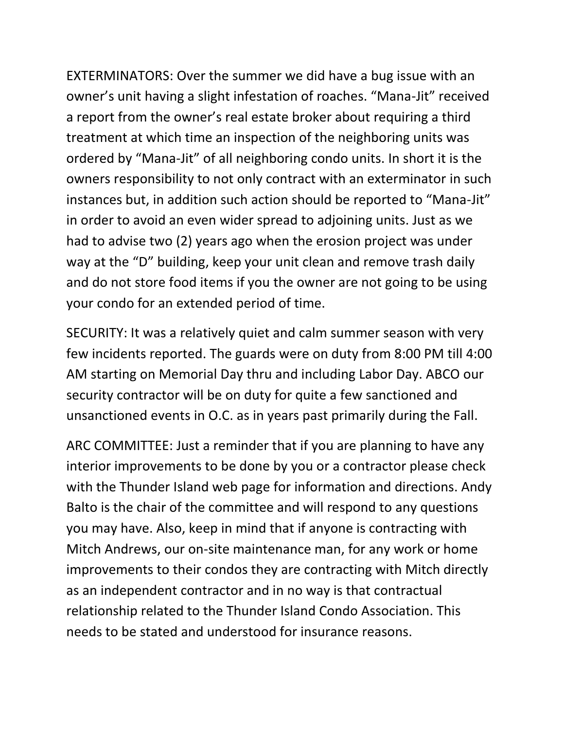EXTERMINATORS: Over the summer we did have a bug issue with an owner's unit having a slight infestation of roaches. "Mana-Jit" received a report from the owner's real estate broker about requiring a third treatment at which time an inspection of the neighboring units was ordered by "Mana-Jit" of all neighboring condo units. In short it is the owners responsibility to not only contract with an exterminator in such instances but, in addition such action should be reported to "Mana-Jit" in order to avoid an even wider spread to adjoining units. Just as we had to advise two (2) years ago when the erosion project was under way at the "D" building, keep your unit clean and remove trash daily and do not store food items if you the owner are not going to be using your condo for an extended period of time.

SECURITY: It was a relatively quiet and calm summer season with very few incidents reported. The guards were on duty from 8:00 PM till 4:00 AM starting on Memorial Day thru and including Labor Day. ABCO our security contractor will be on duty for quite a few sanctioned and unsanctioned events in O.C. as in years past primarily during the Fall.

ARC COMMITTEE: Just a reminder that if you are planning to have any interior improvements to be done by you or a contractor please check with the Thunder Island web page for information and directions. Andy Balto is the chair of the committee and will respond to any questions you may have. Also, keep in mind that if anyone is contracting with Mitch Andrews, our on-site maintenance man, for any work or home improvements to their condos they are contracting with Mitch directly as an independent contractor and in no way is that contractual relationship related to the Thunder Island Condo Association. This needs to be stated and understood for insurance reasons.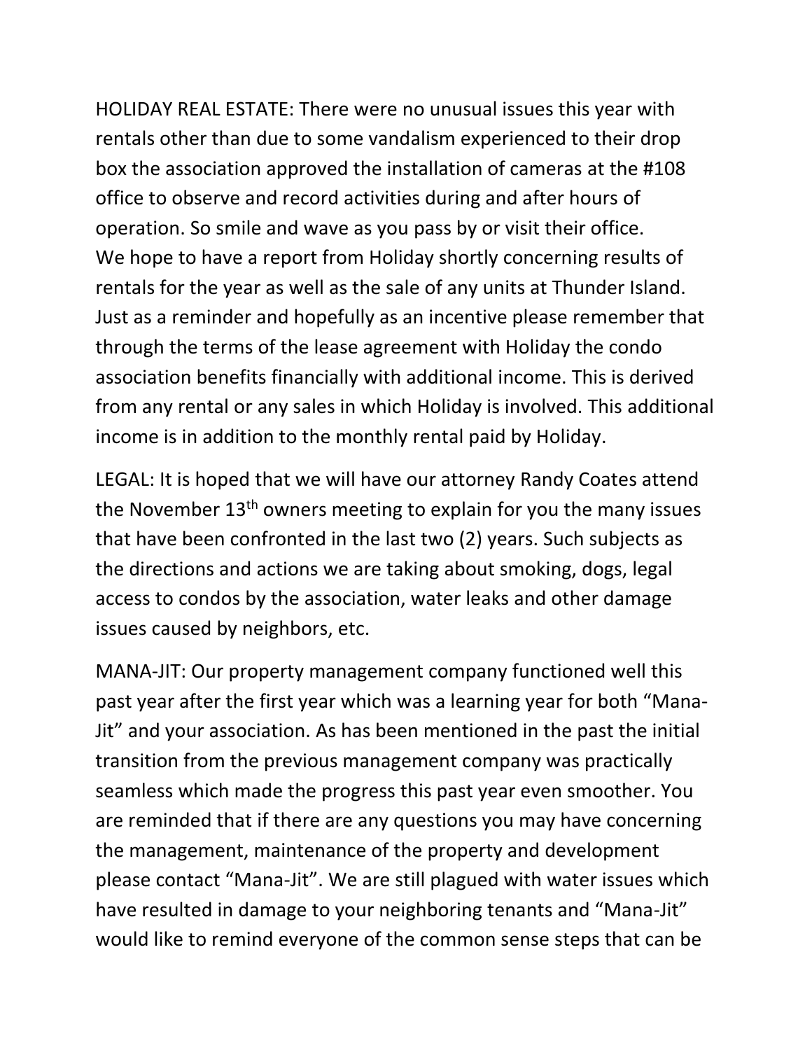HOLIDAY REAL ESTATE: There were no unusual issues this year with rentals other than due to some vandalism experienced to their drop box the association approved the installation of cameras at the #108 office to observe and record activities during and after hours of operation. So smile and wave as you pass by or visit their office.
We hope to have a report from Holiday shortly concerning results of rentals for the year as well as the sale of any units at Thunder Island. Just as a reminder and hopefully as an incentive please remember that through the terms of the lease agreement with Holiday the condo association benefits financially with additional income. This is derived from any rental or any sales in which Holiday is involved. This additional income is in addition to the monthly rental paid by Holiday.

LEGAL: It is hoped that we will have our attorney Randy Coates attend the November 13th owners meeting to explain for you the many issues that have been confronted in the last two (2) years. Such subjects as the directions and actions we are taking about smoking, dogs, legal access to condos by the association, water leaks and other damage issues caused by neighbors, etc.

MANA-JIT: Our property management company functioned well this past year after the first year which was a learning year for both "Mana-Jit" and your association. As has been mentioned in the past the initial transition from the previous management company was practically seamless which made the progress this past year even smoother. You are reminded that if there are any questions you may have concerning the management, maintenance of the property and development please contact "Mana-Jit". We are still plagued with water issues which have resulted in damage to your neighboring tenants and "Mana-Jit" would like to remind everyone of the common sense steps that can be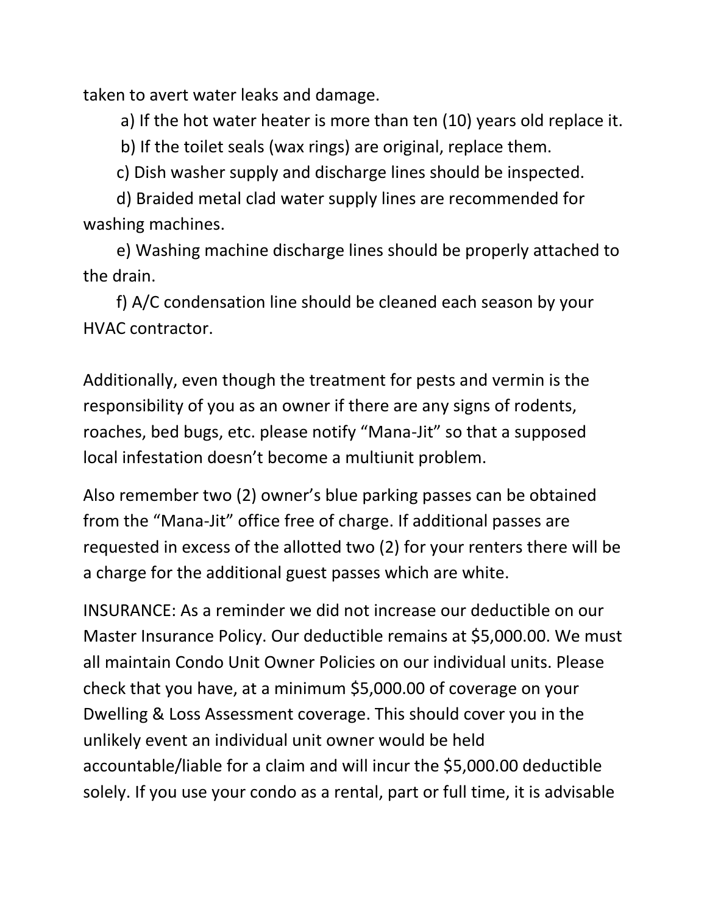taken to avert water leaks and damage.

a) If the hot water heater is more than ten (10) years old replace it.

b) If the toilet seals (wax rings) are original, replace them.

c) Dish washer supply and discharge lines should be inspected.

d) Braided metal clad water supply lines are recommended for washing machines.

e) Washing machine discharge lines should be properly attached to the drain.

f) A/C condensation line should be cleaned each season by your HVAC contractor.

Additionally, even though the treatment for pests and vermin is the responsibility of you as an owner if there are any signs of rodents, roaches, bed bugs, etc. please notify “Mana-Jit” so that a supposed local infestation doesn’t become a multiunit problem.

Also remember two (2) owner’s blue parking passes can be obtained from the “Mana-Jit” office free of charge. If additional passes are requested in excess of the allotted two (2) for your renters there will be a charge for the additional guest passes which are white.

INSURANCE: As a reminder we did not increase our deductible on our Master Insurance Policy. Our deductible remains at $5,000.00. We must all maintain Condo Unit Owner Policies on our individual units. Please check that you have, at a minimum $5,000.00 of coverage on your Dwelling & Loss Assessment coverage. This should cover you in the unlikely event an individual unit owner would be held accountable/liable for a claim and will incur the $5,000.00 deductible solely. If you use your condo as a rental, part or full time, it is advisable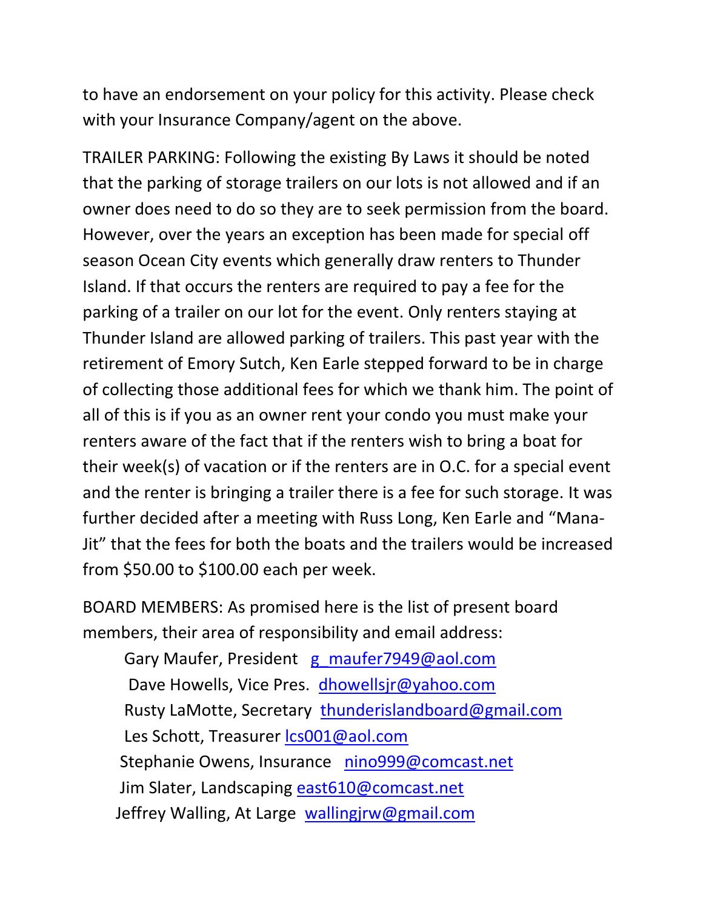to have an endorsement on your policy for this activity. Please check with your Insurance Company/agent on the above.

TRAILER PARKING: Following the existing By Laws it should be noted that the parking of storage trailers on our lots is not allowed and if an owner does need to do so they are to seek permission from the board. However, over the years an exception has been made for special off season Ocean City events which generally draw renters to Thunder Island. If that occurs the renters are required to pay a fee for the parking of a trailer on our lot for the event. Only renters staying at Thunder Island are allowed parking of trailers. This past year with the retirement of Emory Sutch, Ken Earle stepped forward to be in charge of collecting those additional fees for which we thank him. The point of all of this is if you as an owner rent your condo you must make your renters aware of the fact that if the renters wish to bring a boat for their week(s) of vacation or if the renters are in O.C. for a special event and the renter is bringing a trailer there is a fee for such storage. It was further decided after a meeting with Russ Long, Ken Earle and "Mana-Jit" that the fees for both the boats and the trailers would be increased from $50.00 to $100.00 each per week.

BOARD MEMBERS: As promised here is the list of present board members, their area of responsibility and email address:

Gary Maufer, President g_maufer7949@aol.com
Dave Howells, Vice Pres. dhowellsjr@yahoo.com
Rusty LaMotte, Secretary thunderislandboard@gmail.com
Les Schott, Treasurer lcs001@aol.com
Stephanie Owens, Insurance nino999@comcast.net
Jim Slater, Landscaping east610@comcast.net
Jeffrey Walling, At Large wallingjrw@gmail.com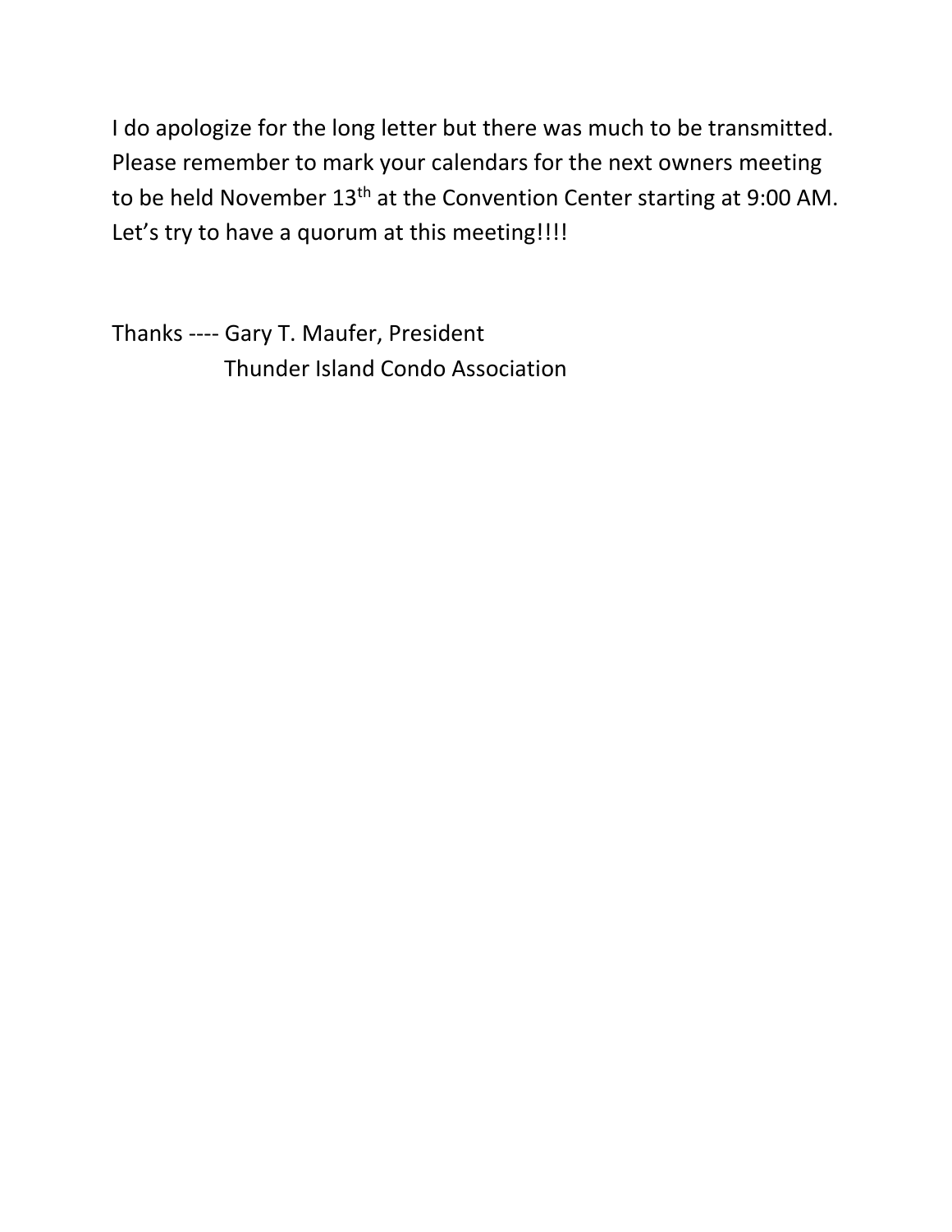I do apologize for the long letter but there was much to be transmitted. Please remember to mark your calendars for the next owners meeting to be held November 13th at the Convention Center starting at 9:00 AM. Let's try to have a quorum at this meeting!!!!

Thanks ---- Gary T. Maufer, President
Thunder Island Condo Association